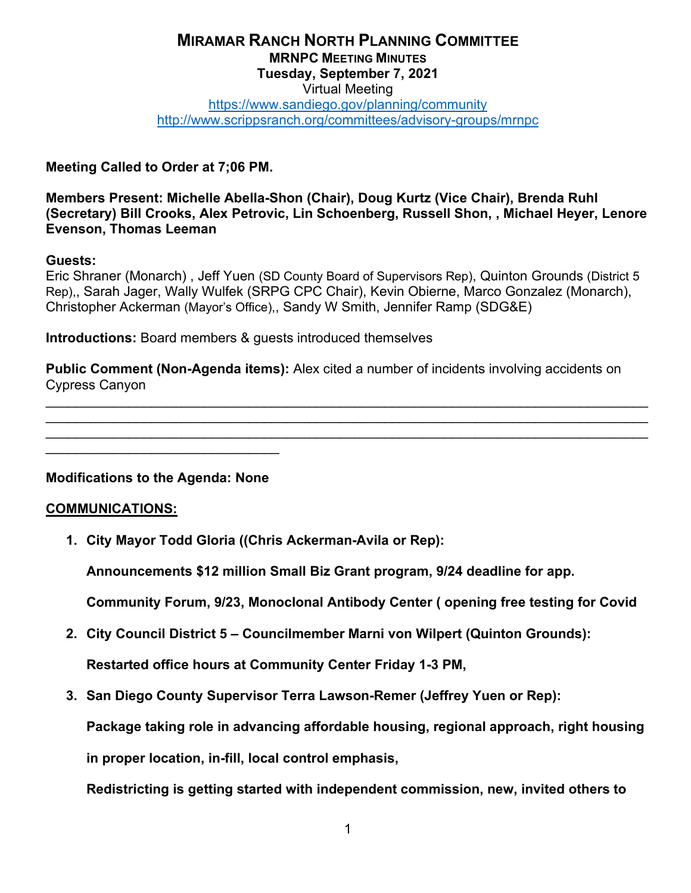# MIRAMAR RANCH NORTH PLANNING COMMITTEE

## MRNPC MEETING MINUTES

**Tuesday, September 7, 2021**

Virtual Meeting

https://www.sandiego.gov/planning/community

http://www.scrippsranch.org/committees/advisory-groups/mrnpc

**Meeting Called to Order at 7;06 PM.**

**Members Present: Michelle Abella-Shon (Chair), Doug Kurtz (Vice Chair), Brenda Ruhl (Secretary) Bill Crooks, Alex Petrovic, Lin Schoenberg, Russell Shon, , Michael Heyer, Lenore Evenson, Thomas Leeman**

**Guests:**
Eric Shraner (Monarch) , Jeff Yuen (SD County Board of Supervisors Rep), Quinton Grounds (District 5 Rep),, Sarah Jager, Wally Wulfek (SRPG CPC Chair), Kevin Obierne, Marco Gonzalez (Monarch), Christopher Ackerman (Mayor's Office),, Sandy W Smith, Jennifer Ramp (SDG&E)

**Introductions:** Board members & guests introduced themselves

**Public Comment (Non-Agenda items):** Alex cited a number of incidents involving accidents on Cypress Canyon

______________________________________________________________________________
______________________________________________________________________________
______________________________________________________________________________
______________________________

**Modifications to the Agenda: None**

**COMMUNICATIONS:**

1. **City Mayor Todd Gloria ((Chris Ackerman-Avila or Rep):**

   **Announcements $12 million Small Biz Grant program, 9/24 deadline for app.**

   **Community Forum, 9/23, Monoclonal Antibody Center ( opening free testing for Covid**

2. **City Council District 5 – Councilmember Marni von Wilpert (Quinton Grounds):**

   **Restarted office hours at Community Center Friday 1-3 PM,**

3. **San Diego County Supervisor Terra Lawson-Remer (Jeffrey Yuen or Rep):**

   **Package taking role in advancing affordable housing, regional approach, right housing in proper location, in-fill, local control emphasis,**

   **Redistricting is getting started with independent commission, new, invited others to**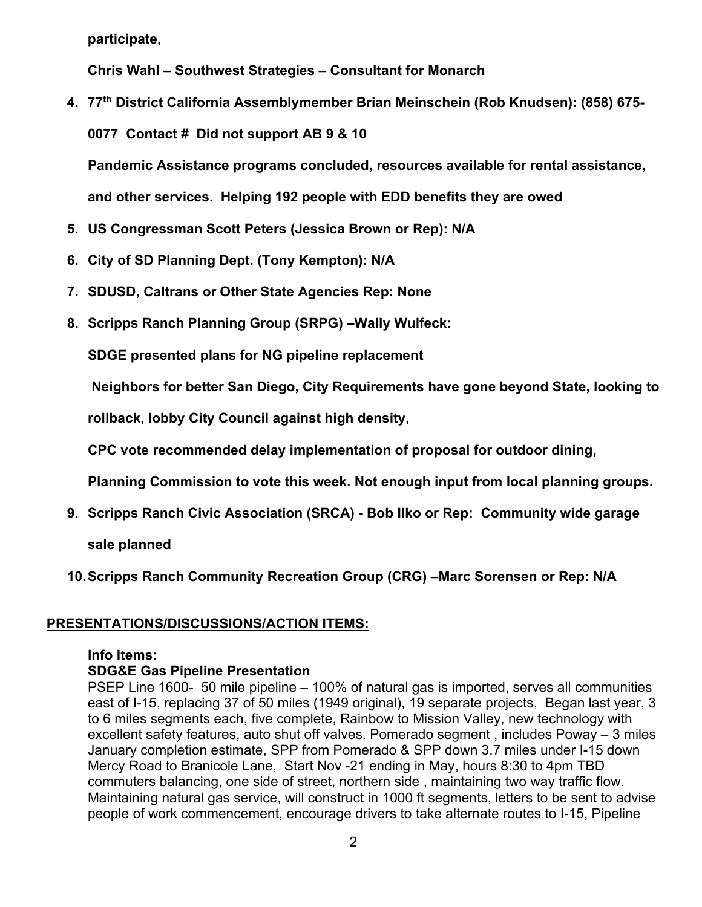**participate,**

**Chris Wahl – Southwest Strategies – Consultant for Monarch**

4. **77th District California Assemblymember Brian Meinschein (Rob Knudsen): (858) 675-0077 Contact # Did not support AB 9 & 10**

   **Pandemic Assistance programs concluded, resources available for rental assistance, and other services. Helping 192 people with EDD benefits they are owed**

5. **US Congressman Scott Peters (Jessica Brown or Rep): N/A**
6. **City of SD Planning Dept. (Tony Kempton): N/A**
7. **SDUSD, Caltrans or Other State Agencies Rep: None**
8. **Scripps Ranch Planning Group (SRPG) –Wally Wulfeck:**

   **SDGE presented plans for NG pipeline replacement**

   **Neighbors for better San Diego, City Requirements have gone beyond State, looking to rollback, lobby City Council against high density,**

   **CPC vote recommended delay implementation of proposal for outdoor dining,**

   **Planning Commission to vote this week. Not enough input from local planning groups.**

9. **Scripps Ranch Civic Association (SRCA) - Bob Ilko or Rep: Community wide garage sale planned**
10. **Scripps Ranch Community Recreation Group (CRG) –Marc Sorensen or Rep: N/A**

## PRESENTATIONS/DISCUSSIONS/ACTION ITEMS:

**Info Items:**

**SDG&E Gas Pipeline Presentation**

PSEP Line 1600- 50 mile pipeline – 100% of natural gas is imported, serves all communities east of I-15, replacing 37 of 50 miles (1949 original), 19 separate projects, Began last year, 3 to 6 miles segments each, five complete, Rainbow to Mission Valley, new technology with excellent safety features, auto shut off valves. Pomerado segment , includes Poway – 3 miles January completion estimate, SPP from Pomerado & SPP down 3.7 miles under I-15 down Mercy Road to Branicole Lane, Start Nov -21 ending in May, hours 8:30 to 4pm TBD commuters balancing, one side of street, northern side , maintaining two way traffic flow. Maintaining natural gas service, will construct in 1000 ft segments, letters to be sent to advise people of work commencement, encourage drivers to take alternate routes to I-15, Pipeline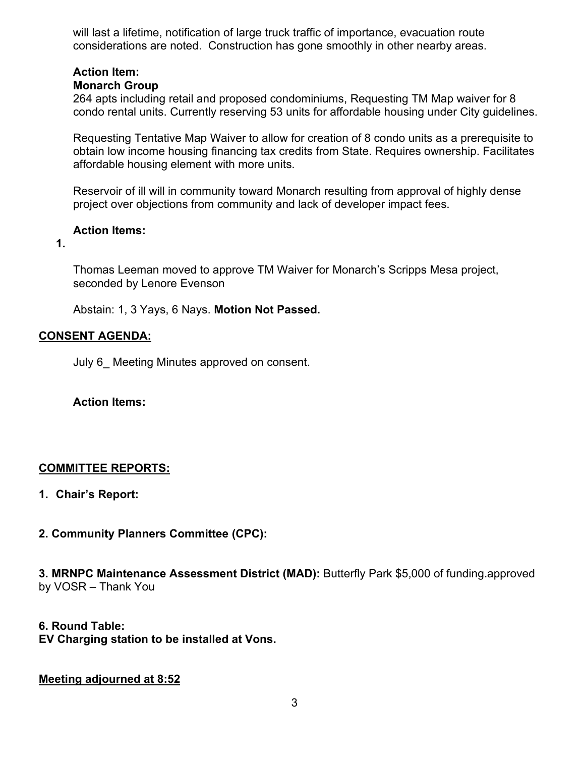will last a lifetime, notification of large truck traffic of importance, evacuation route considerations are noted. Construction has gone smoothly in other nearby areas.

**Action Item:**
**Monarch Group**
264 apts including retail and proposed condominiums, Requesting TM Map waiver for 8 condo rental units. Currently reserving 53 units for affordable housing under City guidelines.

Requesting Tentative Map Waiver to allow for creation of 8 condo units as a prerequisite to obtain low income housing financing tax credits from State. Requires ownership. Facilitates affordable housing element with more units.

Reservoir of ill will in community toward Monarch resulting from approval of highly dense project over objections from community and lack of developer impact fees.

**Action Items:**

**1.**

Thomas Leeman moved to approve TM Waiver for Monarch's Scripps Mesa project, seconded by Lenore Evenson

Abstain: 1, 3 Yays, 6 Nays. **Motion Not Passed.**

**CONSENT AGENDA:**

July 6_ Meeting Minutes approved on consent.

**Action Items:**

**COMMITTEE REPORTS:**

**1. Chair's Report:**

**2. Community Planners Committee (CPC):**

**3. MRNPC Maintenance Assessment District (MAD):** Butterfly Park $5,000 of funding.approved by VOSR – Thank You

**6. Round Table:**
**EV Charging station to be installed at Vons.**

**Meeting adjourned at 8:52**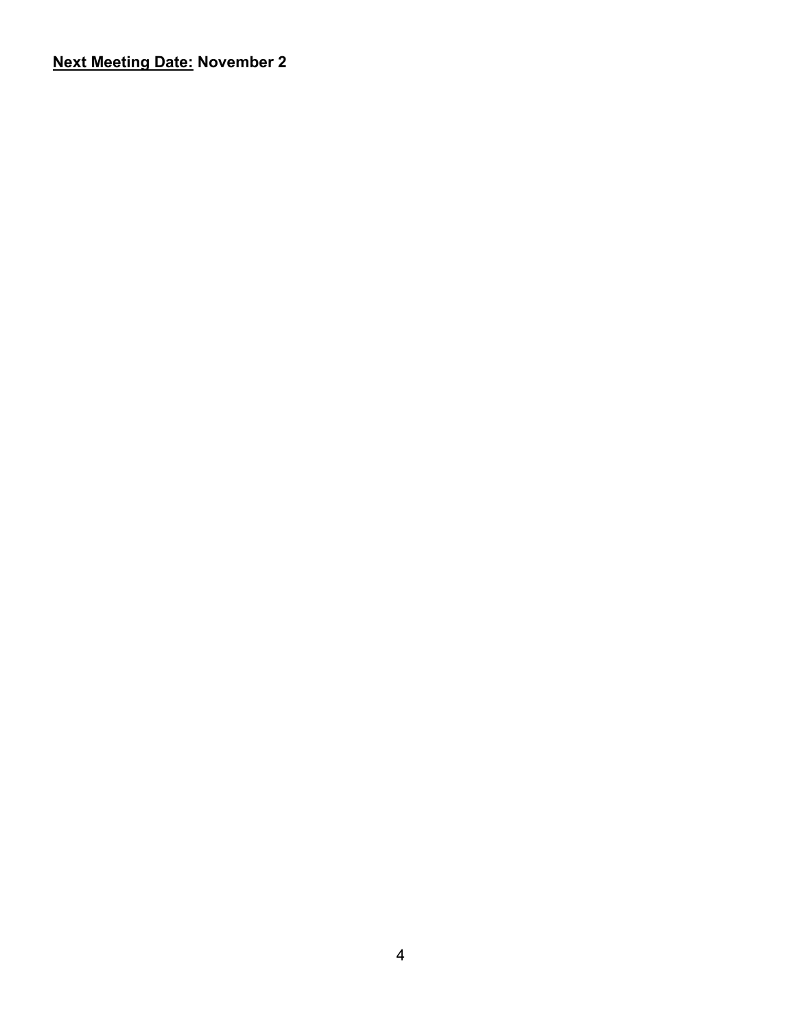**<u>Next Meeting Date:</u> November 2**